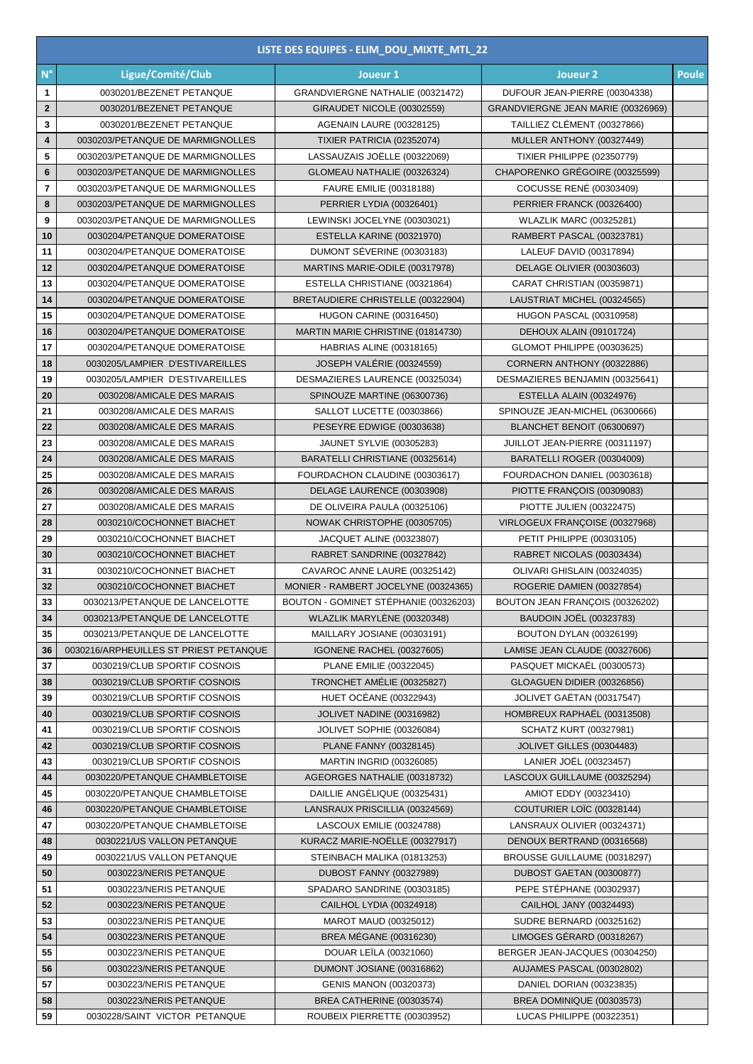| LISTE DES EQUIPES - ELIM_DOU_MIXTE_MTL_22 | | | | |
|---|---|---|---|---|
| N° | Ligue/Comité/Club | Joueur 1 | Joueur 2 | Poule |
| 1 | 0030201/BEZENET PETANQUE | GRANDVIERGNE NATHALIE (00321472) | DUFOUR JEAN-PIERRE (00304338) | |
| 2 | 0030201/BEZENET PETANQUE | GIRAUDET NICOLE (00302559) | GRANDVIERGNE JEAN MARIE (00326969) | |
| 3 | 0030201/BEZENET PETANQUE | AGENAIN LAURE (00328125) | TAILLIEZ CLÉMENT (00327866) | |
| 4 | 0030203/PETANQUE DE MARMIGNOLLES | TIXIER PATRICIA (02352074) | MULLER ANTHONY (00327449) | |
| 5 | 0030203/PETANQUE DE MARMIGNOLLES | LASSAUZAIS JOËLLE (00322069) | TIXIER PHILIPPE (02350779) | |
| 6 | 0030203/PETANQUE DE MARMIGNOLLES | GLOMEAU NATHALIE (00326324) | CHAPORENKO GRÉGOIRE (00325599) | |
| 7 | 0030203/PETANQUE DE MARMIGNOLLES | FAURE EMILIE (00318188) | COCUSSE RENÉ (00303409) | |
| 8 | 0030203/PETANQUE DE MARMIGNOLLES | PERRIER LYDIA (00326401) | PERRIER FRANCK (00326400) | |
| 9 | 0030203/PETANQUE DE MARMIGNOLLES | LEWINSKI JOCELYNE (00303021) | WLAZLIK MARC (00325281) | |
| 10 | 0030204/PETANQUE DOMERATOISE | ESTELLA KARINE (00321970) | RAMBERT PASCAL (00323781) | |
| 11 | 0030204/PETANQUE DOMERATOISE | DUMONT SÉVERINE (00303183) | LALEUF DAVID (00317894) | |
| 12 | 0030204/PETANQUE DOMERATOISE | MARTINS MARIE-ODILE (00317978) | DELAGE OLIVIER (00303603) | |
| 13 | 0030204/PETANQUE DOMERATOISE | ESTELLA CHRISTIANE (00321864) | CARAT CHRISTIAN (00359871) | |
| 14 | 0030204/PETANQUE DOMERATOISE | BRETAUDIERE CHRISTELLE (00322904) | LAUSTRIAT MICHEL (00324565) | |
| 15 | 0030204/PETANQUE DOMERATOISE | HUGON CARINE (00316450) | HUGON PASCAL (00310958) | |
| 16 | 0030204/PETANQUE DOMERATOISE | MARTIN MARIE CHRISTINE (01814730) | DEHOUX ALAIN (09101724) | |
| 17 | 0030204/PETANQUE DOMERATOISE | HABRIAS ALINE (00318165) | GLOMOT PHILIPPE (00303625) | |
| 18 | 0030205/LAMPIER D'ESTIVAREILLES | JOSEPH VALÉRIE (00324559) | CORNERN ANTHONY (00322886) | |
| 19 | 0030205/LAMPIER D'ESTIVAREILLES | DESMAZIERES LAURENCE (00325034) | DESMAZIERES BENJAMIN (00325641) | |
| 20 | 0030208/AMICALE DES MARAIS | SPINOUZE MARTINE (06300736) | ESTELLA ALAIN (00324976) | |
| 21 | 0030208/AMICALE DES MARAIS | SALLOT LUCETTE (00303866) | SPINOUZE JEAN-MICHEL (06300666) | |
| 22 | 0030208/AMICALE DES MARAIS | PESEYRE EDWIGE (00303638) | BLANCHET BENOIT (06300697) | |
| 23 | 0030208/AMICALE DES MARAIS | JAUNET SYLVIE (00305283) | JUILLOT JEAN-PIERRE (00311197) | |
| 24 | 0030208/AMICALE DES MARAIS | BARATELLI CHRISTIANE (00325614) | BARATELLI ROGER (00304009) | |
| 25 | 0030208/AMICALE DES MARAIS | FOURDACHON CLAUDINE (00303617) | FOURDACHON DANIEL (00303618) | |
| 26 | 0030208/AMICALE DES MARAIS | DELAGE LAURENCE (00303908) | PIOTTE FRANÇOIS (00309083) | |
| 27 | 0030208/AMICALE DES MARAIS | DE OLIVEIRA PAULA (00325106) | PIOTTE JULIEN (00322475) | |
| 28 | 0030210/COCHONNET BIACHET | NOWAK CHRISTOPHE (00305705) | VIRLOGEUX FRANÇOISE (00327968) | |
| 29 | 0030210/COCHONNET BIACHET | JACQUET ALINE (00323807) | PETIT PHILIPPE (00303105) | |
| 30 | 0030210/COCHONNET BIACHET | RABRET SANDRINE (00327842) | RABRET NICOLAS (00303434) | |
| 31 | 0030210/COCHONNET BIACHET | CAVAROC ANNE LAURE (00325142) | OLIVARI GHISLAIN (00324035) | |
| 32 | 0030210/COCHONNET BIACHET | MONIER - RAMBERT JOCELYNE (00324365) | ROGERIE DAMIEN (00327854) | |
| 33 | 0030213/PETANQUE DE LANCELOTTE | BOUTON - GOMINET STÉPHANIE (00326203) | BOUTON JEAN FRANÇOIS (00326202) | |
| 34 | 0030213/PETANQUE DE LANCELOTTE | WLAZLIK MARYLÈNE (00320348) | BAUDOIN JOËL (00323783) | |
| 35 | 0030213/PETANQUE DE LANCELOTTE | MAILLARY JOSIANE (00303191) | BOUTON DYLAN (00326199) | |
| 36 | 0030216/ARPHEUILLES ST PRIEST PETANQUE | IGONENE RACHEL (00327605) | LAMISE JEAN CLAUDE (00327606) | |
| 37 | 0030219/CLUB SPORTIF COSNOIS | PLANE EMILIE (00322045) | PASQUET MICKAËL (00300573) | |
| 38 | 0030219/CLUB SPORTIF COSNOIS | TRONCHET AMÉLIE (00325827) | GLOAGUEN DIDIER (00326856) | |
| 39 | 0030219/CLUB SPORTIF COSNOIS | HUET OCÉANE (00322943) | JOLIVET GAËTAN (00317547) | |
| 40 | 0030219/CLUB SPORTIF COSNOIS | JOLIVET NADINE (00316982) | HOMBREUX RAPHAËL (00313508) | |
| 41 | 0030219/CLUB SPORTIF COSNOIS | JOLIVET SOPHIE (00326084) | SCHATZ KURT (00327981) | |
| 42 | 0030219/CLUB SPORTIF COSNOIS | PLANE FANNY (00328145) | JOLIVET GILLES (00304483) | |
| 43 | 0030219/CLUB SPORTIF COSNOIS | MARTIN INGRID (00326085) | LANIER JOËL (00323457) | |
| 44 | 0030220/PETANQUE CHAMBLETOISE | AGEORGES NATHALIE (00318732) | LASCOUX GUILLAUME (00325294) | |
| 45 | 0030220/PETANQUE CHAMBLETOISE | DAILLIE ANGÉLIQUE (00325431) | AMIOT EDDY (00323410) | |
| 46 | 0030220/PETANQUE CHAMBLETOISE | LANSRAUX PRISCILLIA (00324569) | COUTURIER LOÏC (00328144) | |
| 47 | 0030220/PETANQUE CHAMBLETOISE | LASCOUX EMILIE (00324788) | LANSRAUX OLIVIER (00324371) | |
| 48 | 0030221/US VALLON PETANQUE | KURACZ MARIE-NOËLLE (00327917) | DENOUX BERTRAND (00316568) | |
| 49 | 0030221/US VALLON PETANQUE | STEINBACH MALIKA (01813253) | BROUSSE GUILLAUME (00318297) | |
| 50 | 0030223/NERIS PETANQUE | DUBOST FANNY (00327989) | DUBOST GAETAN (00300877) | |
| 51 | 0030223/NERIS PETANQUE | SPADARO SANDRINE (00303185) | PEPE STÉPHANE (00302937) | |
| 52 | 0030223/NERIS PETANQUE | CAILHOL LYDIA (00324918) | CAILHOL JANY (00324493) | |
| 53 | 0030223/NERIS PETANQUE | MAROT MAUD (00325012) | SUDRE BERNARD (00325162) | |
| 54 | 0030223/NERIS PETANQUE | BREA MÉGANE (00316230) | LIMOGES GÉRARD (00318267) | |
| 55 | 0030223/NERIS PETANQUE | DOUAR LEÏLA (00321060) | BERGER JEAN-JACQUES (00304250) | |
| 56 | 0030223/NERIS PETANQUE | DUMONT JOSIANE (00316862) | AUJAMES PASCAL (00302802) | |
| 57 | 0030223/NERIS PETANQUE | GENIS MANON (00320373) | DANIEL DORIAN (00323835) | |
| 58 | 0030223/NERIS PETANQUE | BREA CATHERINE (00303574) | BREA DOMINIQUE (00303573) | |
| 59 | 0030228/SAINT VICTOR PETANQUE | ROUBEIX PIERRETTE (00303952) | LUCAS PHILIPPE (00322351) | |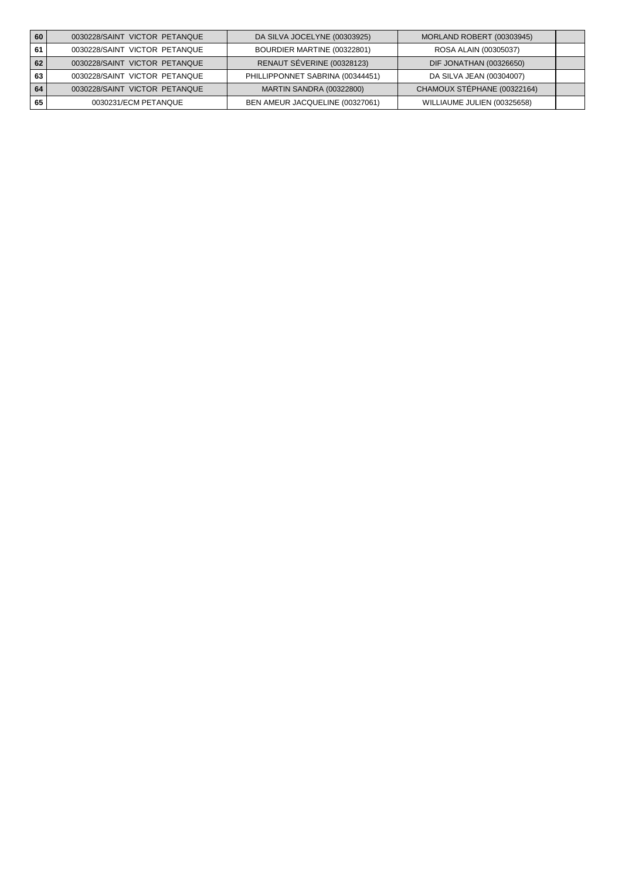| | | | | |
|---|---|---|---|---|
| 60 | 0030228/SAINT VICTOR PETANQUE | DA SILVA JOCELYNE (00303925) | MORLAND ROBERT (00303945) | |
| 61 | 0030228/SAINT VICTOR PETANQUE | BOURDIER MARTINE (00322801) | ROSA ALAIN (00305037) | |
| 62 | 0030228/SAINT VICTOR PETANQUE | RENAUT SÉVERINE (00328123) | DIF JONATHAN (00326650) | |
| 63 | 0030228/SAINT VICTOR PETANQUE | PHILLIPPONNET SABRINA (00344451) | DA SILVA JEAN (00304007) | |
| 64 | 0030228/SAINT VICTOR PETANQUE | MARTIN SANDRA (00322800) | CHAMOUX STÉPHANE (00322164) | |
| 65 | 0030231/ECM PETANQUE | BEN AMEUR JACQUELINE (00327061) | WILLIAUME JULIEN (00325658) | |